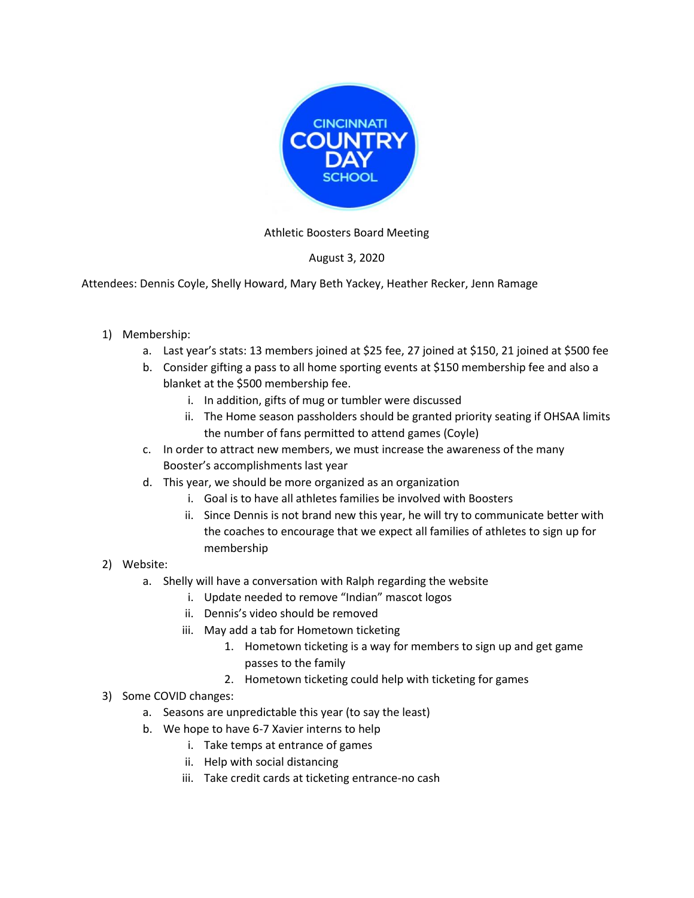CINCINNATI COUNTRY DAY SCHOOL

Athletic Boosters Board Meeting

August 3, 2020

Attendees: Dennis Coyle, Shelly Howard, Mary Beth Yackey, Heather Recker, Jenn Ramage

1) Membership:
   a. Last year's stats: 13 members joined at $25 fee, 27 joined at $150, 21 joined at $500 fee
   b. Consider gifting a pass to all home sporting events at $150 membership fee and also a blanket at the $500 membership fee.
      i. In addition, gifts of mug or tumbler were discussed
      ii. The Home season passholders should be granted priority seating if OHSAA limits the number of fans permitted to attend games (Coyle)
   c. In order to attract new members, we must increase the awareness of the many Booster's accomplishments last year
   d. This year, we should be more organized as an organization
      i. Goal is to have all athletes families be involved with Boosters
      ii. Since Dennis is not brand new this year, he will try to communicate better with the coaches to encourage that we expect all families of athletes to sign up for membership
2) Website:
   a. Shelly will have a conversation with Ralph regarding the website
      i. Update needed to remove "Indian" mascot logos
      ii. Dennis's video should be removed
      iii. May add a tab for Hometown ticketing
         1. Hometown ticketing is a way for members to sign up and get game passes to the family
         2. Hometown ticketing could help with ticketing for games
3) Some COVID changes:
   a. Seasons are unpredictable this year (to say the least)
   b. We hope to have 6-7 Xavier interns to help
      i. Take temps at entrance of games
      ii. Help with social distancing
      iii. Take credit cards at ticketing entrance-no cash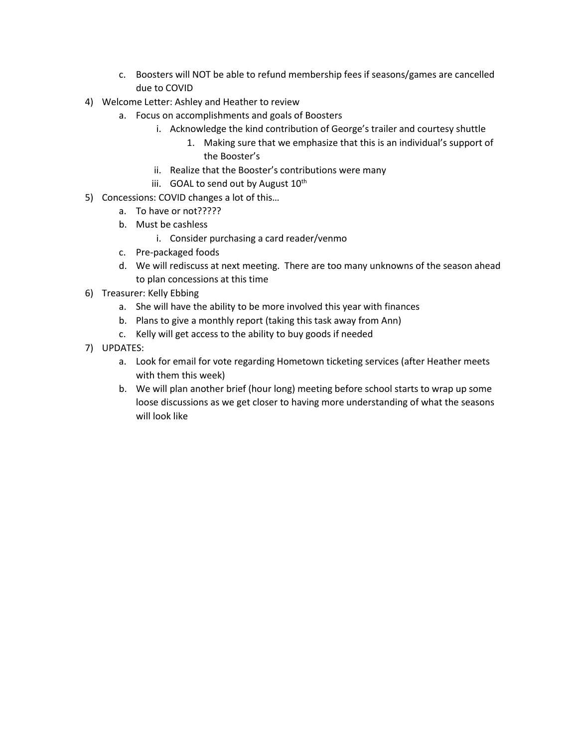c. Boosters will NOT be able to refund membership fees if seasons/games are cancelled due to COVID

4) Welcome Letter: Ashley and Heather to review
   a. Focus on accomplishments and goals of Boosters
      i. Acknowledge the kind contribution of George's trailer and courtesy shuttle
         1. Making sure that we emphasize that this is an individual's support of the Booster's
      ii. Realize that the Booster's contributions were many
      iii. GOAL to send out by August 10th

5) Concessions: COVID changes a lot of this…
   a. To have or not?????
   b. Must be cashless
      i. Consider purchasing a card reader/venmo
   c. Pre-packaged foods
   d. We will rediscuss at next meeting. There are too many unknowns of the season ahead to plan concessions at this time

6) Treasurer: Kelly Ebbing
   a. She will have the ability to be more involved this year with finances
   b. Plans to give a monthly report (taking this task away from Ann)
   c. Kelly will get access to the ability to buy goods if needed

7) UPDATES:
   a. Look for email for vote regarding Hometown ticketing services (after Heather meets with them this week)
   b. We will plan another brief (hour long) meeting before school starts to wrap up some loose discussions as we get closer to having more understanding of what the seasons will look like